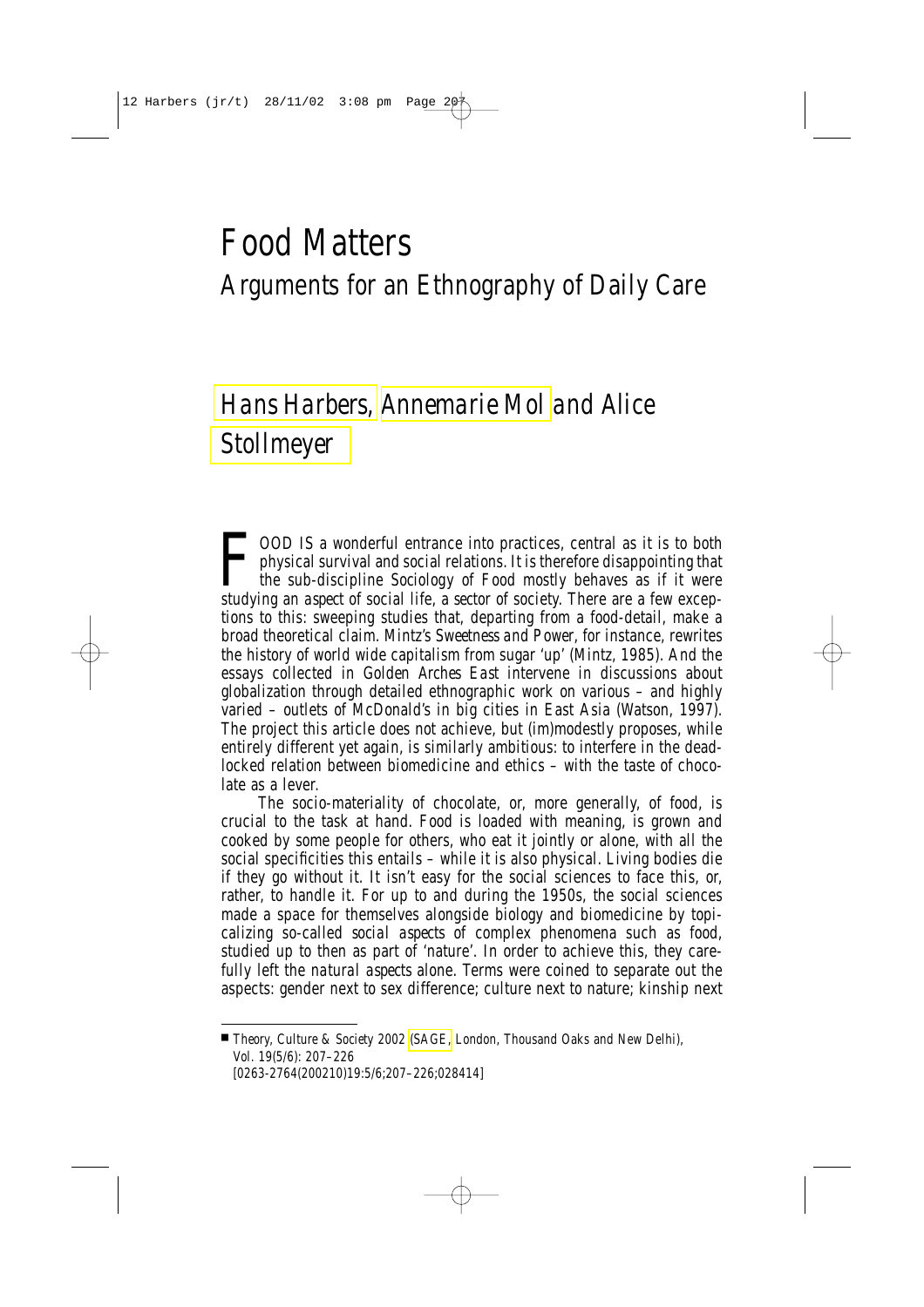# Food Matters

## Arguments for an Ethnography of Daily Care

### Hans Harbers, Annemarie Mol and Alice Stollmeyer

FOOD IS a wonderful entrance into practices, central as it is to both physical survival and social relations. It is therefore disappointing that the sub-discipline Sociology of Food mostly behaves as if it were studying an *aspect* of social life, a *sector* of society. There are a few exceptions to this: sweeping studies that, departing from a food-detail, make a broad theoretical claim. Mintz's *Sweetness and Power*, for instance, rewrites the history of world wide capitalism from sugar 'up' (Mintz, 1985). And the essays collected in *Golden Arches East* intervene in discussions about globalization through detailed ethnographic work on various – and highly varied – outlets of McDonald's in big cities in East Asia (Watson, 1997). The project this article does not achieve, but (im)modestly proposes, while entirely different yet again, is similarly ambitious: to interfere in the deadlocked relation between biomedicine and ethics – with the taste of chocolate as a lever.

The socio-materiality of chocolate, or, more generally, of food, is crucial to the task at hand. Food is loaded with meaning, is grown and cooked by some people for others, who eat it jointly or alone, with all the social specificities this entails – while it is also physical. Living bodies die if they go without it. It isn't easy for the social sciences to face this, or, rather, to handle it. For up to and during the 1950s, the social sciences made a space for themselves alongside biology and biomedicine by topicalizing so-called *social aspects* of complex phenomena such as food, studied up to then as part of 'nature'. In order to achieve this, they carefully left the *natural aspects* alone. Terms were coined to separate out the aspects: gender next to sex difference; culture next to nature; kinship next

■ *Theory, Culture & Society* 2002 (SAGE, London, Thousand Oaks and New Delhi), Vol. 19(5/6): 207–226
[0263-2764(200210)19:5/6;207–226;028414]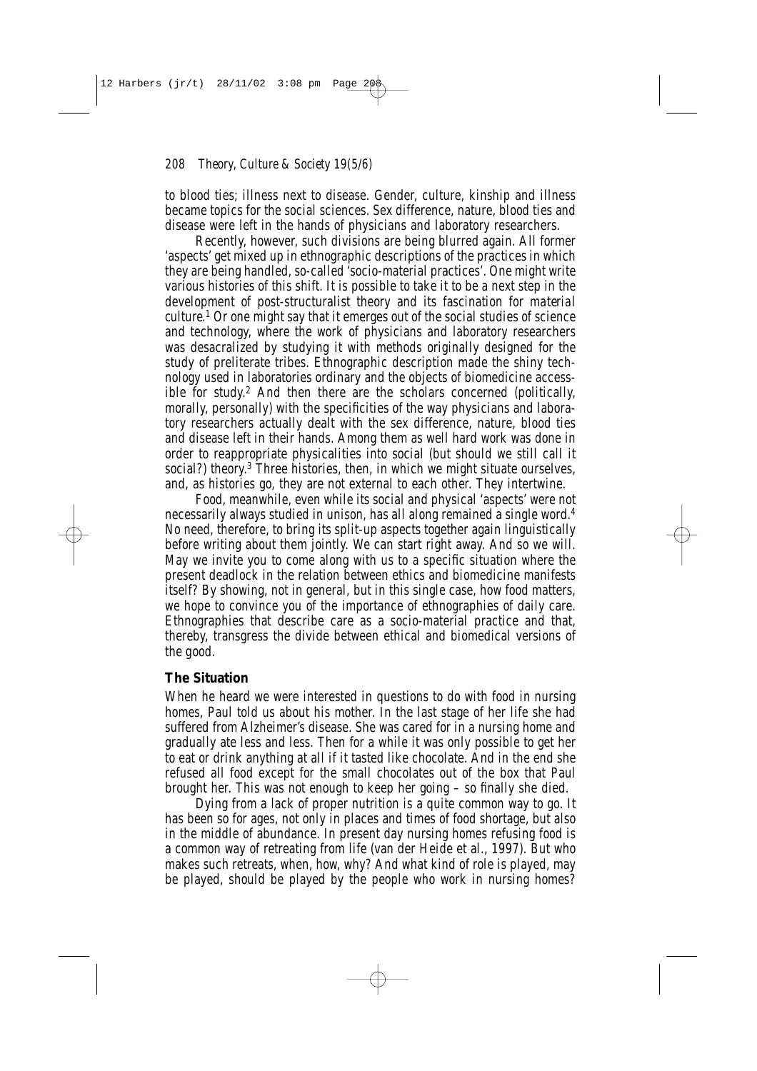to blood ties; illness next to disease. Gender, culture, kinship and illness became topics for the social sciences. Sex difference, nature, blood ties and disease were left in the hands of physicians and laboratory researchers.

Recently, however, such divisions are being blurred again. All former 'aspects' get mixed up in ethnographic descriptions of the practices in which they are being handled, so-called 'socio-material practices'. One might write various histories of this shift. It is possible to take it to be a next step in the development of post-structuralist theory and its fascination for material culture.[1] Or one might say that it emerges out of the social studies of science and technology, where the work of physicians and laboratory researchers was desacralized by studying it with methods originally designed for the study of preliterate tribes. Ethnographic description made the shiny technology used in laboratories ordinary and the objects of biomedicine accessible for study.[2] And then there are the scholars concerned (politically, morally, personally) with the specificities of the way physicians and laboratory researchers actually dealt with the sex difference, nature, blood ties and disease left in their hands. Among them as well hard work was done in order to reappropriate physicalities into social (but should we still call it social?) theory.[3] Three histories, then, in which we might situate ourselves, and, as histories go, they are not external to each other. They intertwine.

Food, meanwhile, even while its social and physical 'aspects' were not necessarily always studied in unison, has all along remained a single word.[4] No need, therefore, to bring its split-up aspects together again linguistically before writing about them jointly. We can start right away. And so we will. May we invite you to come along with us to a specific situation where the present deadlock in the relation between ethics and biomedicine manifests itself? By showing, not in general, but in this single case, how food matters, we hope to convince you of the importance of ethnographies of daily care. Ethnographies that describe care as a socio-material practice and that, thereby, transgress the divide between ethical and biomedical versions of the good.

## The Situation

When he heard we were interested in questions to do with food in nursing homes, Paul told us about his mother. In the last stage of her life she had suffered from Alzheimer's disease. She was cared for in a nursing home and gradually ate less and less. Then for a while it was only possible to get her to eat or drink anything at all if it tasted like chocolate. And in the end she refused all food except for the small chocolates out of the box that Paul brought her. This was not enough to keep her going – so finally she died.

Dying from a lack of proper nutrition is a quite common way to go. It has been so for ages, not only in places and times of food shortage, but also in the middle of abundance. In present day nursing homes refusing food is a common way of retreating from life (van der Heide et al., 1997). But who makes such retreats, when, how, why? And what kind of role is played, may be played, should be played by the people who work in nursing homes?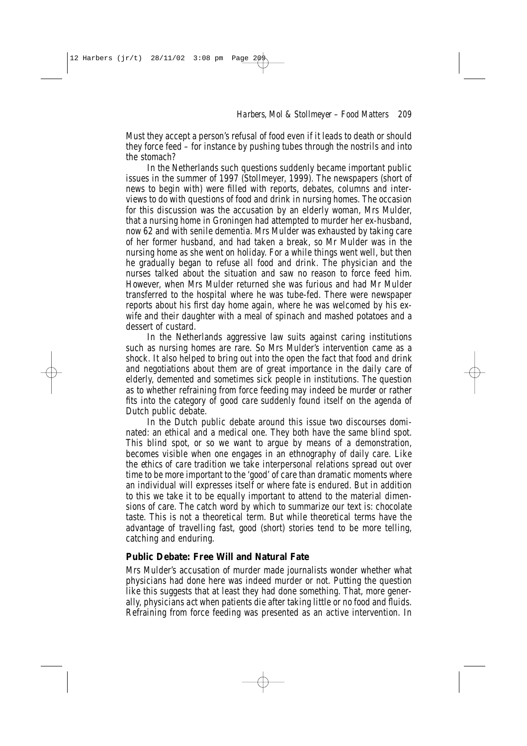Must they accept a person's refusal of food even if it leads to death or should they force feed – for instance by pushing tubes through the nostrils and into the stomach?

In the Netherlands such questions suddenly became important public issues in the summer of 1997 (Stollmeyer, 1999). The newspapers (short of news to begin with) were filled with reports, debates, columns and interviews to do with questions of food and drink in nursing homes. The occasion for this discussion was the accusation by an elderly woman, Mrs Mulder, that a nursing home in Groningen had attempted to murder her ex-husband, now 62 and with senile dementia. Mrs Mulder was exhausted by taking care of her former husband, and had taken a break, so Mr Mulder was in the nursing home as she went on holiday. For a while things went well, but then he gradually began to refuse all food and drink. The physician and the nurses talked about the situation and saw no reason to force feed him. However, when Mrs Mulder returned she was furious and had Mr Mulder transferred to the hospital where he was tube-fed. There were newspaper reports about his first day home again, where he was welcomed by his ex-wife and their daughter with a meal of spinach and mashed potatoes and a dessert of custard.

In the Netherlands aggressive law suits against caring institutions such as nursing homes are rare. So Mrs Mulder's intervention came as a shock. It also helped to bring out into the open the fact that food and drink and negotiations about them are of great importance in the daily care of elderly, demented and sometimes sick people in institutions. The question as to whether refraining from force feeding may indeed be murder or rather fits into the category of good care suddenly found itself on the agenda of Dutch public debate.

In the Dutch public debate around this issue two discourses dominated: an ethical and a medical one. They both have the same blind spot. This blind spot, or so we want to argue by means of a demonstration, becomes visible when one engages in an ethnography of daily care. Like the *ethics of care* tradition we take interpersonal relations spread out over time to be more important to the 'good' of care than dramatic moments where an individual will expresses itself or where fate is endured. But in addition to this we take it to be equally important to attend to the material dimensions of care. The catch word by which to summarize our text is: chocolate taste. This is not a theoretical term. But while theoretical terms have the advantage of travelling fast, good (short) stories tend to be more telling, catching and enduring.

## Public Debate: Free Will and Natural Fate

Mrs Mulder's accusation of murder made journalists wonder whether what physicians had done here was indeed murder or not. Putting the question like this suggests that at least they had done something. That, more generally, physicians act when patients die after taking little or no food and fluids. Refraining from force feeding was presented as an active intervention. In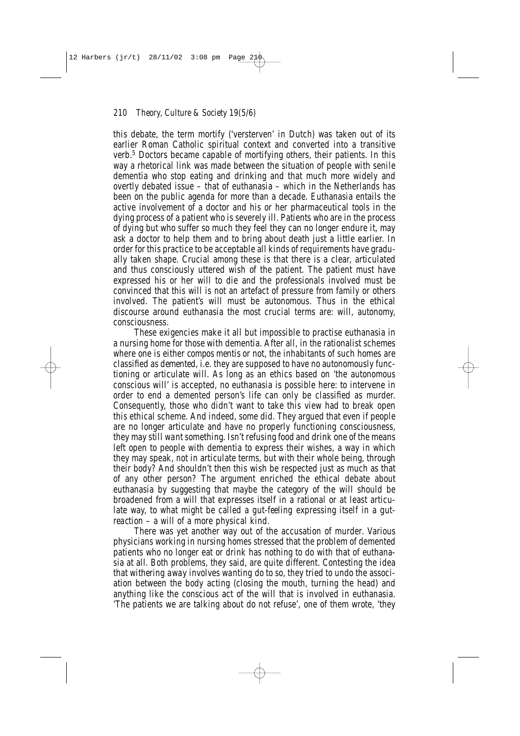this debate, the term mortify ('versterven' in Dutch) was taken out of its earlier Roman Catholic spiritual context and converted into a transitive verb.[5] Doctors became capable of mortifying others, their patients. In this way a rhetorical link was made between the situation of people with senile dementia who stop eating and drinking and that much more widely and overtly debated issue – that of euthanasia – which in the Netherlands has been on the public agenda for more than a decade. Euthanasia entails the active involvement of a doctor and his or her pharmaceutical tools in the dying process of a patient who is severely ill. Patients who are in the process of dying but who suffer so much they feel they can no longer endure it, may ask a doctor to help them and to bring about death just a little earlier. In order for this practice to be acceptable all kinds of requirements have gradually taken shape. Crucial among these is that there is a clear, articulated and thus consciously uttered wish of the patient. The patient must have expressed his or her will to die and the professionals involved must be convinced that this will is not an artefact of pressure from family or others involved. The patient's will must be autonomous. Thus in the ethical discourse around euthanasia the most crucial terms are: will, autonomy, consciousness.

These exigencies make it all but impossible to practise euthanasia in a nursing home for those with dementia. After all, in the rationalist schemes where one is either compos mentis or not, the inhabitants of such homes are classified as demented, i.e. they are supposed to have no autonomously functioning or articulate will. As long as an ethics based on 'the autonomous conscious will' is accepted, no euthanasia is possible here: to intervene in order to end a demented person's life can only be classified as murder. Consequently, those who didn't want to take this view had to break open this ethical scheme. And indeed, some did. They argued that even if people are no longer articulate and have no properly functioning consciousness, they may still *want* something. Isn't refusing food and drink one of the means left open to people with dementia to express their wishes, a way in which they may speak, not in articulate terms, but with their whole being, through their body? And shouldn't then this wish be respected just as much as that of any other person? The argument enriched the ethical debate about euthanasia by suggesting that maybe the category of the will should be broadened from a will that expresses itself in a rational or at least articulate way, to what might be called a gut-feeling expressing itself in a gut-reaction – a will of a more physical kind.

There was yet another way out of the accusation of murder. Various physicians working in nursing homes stressed that the problem of demented patients who no longer eat or drink has nothing to do with that of euthanasia at all. Both problems, they said, are quite different. Contesting the idea that *withering away* involves *wanting* do to so, they tried to undo the association between the body acting (closing the mouth, turning the head) and anything like the conscious act of the will that is involved in euthanasia. 'The patients we are talking about do not refuse', one of them wrote, 'they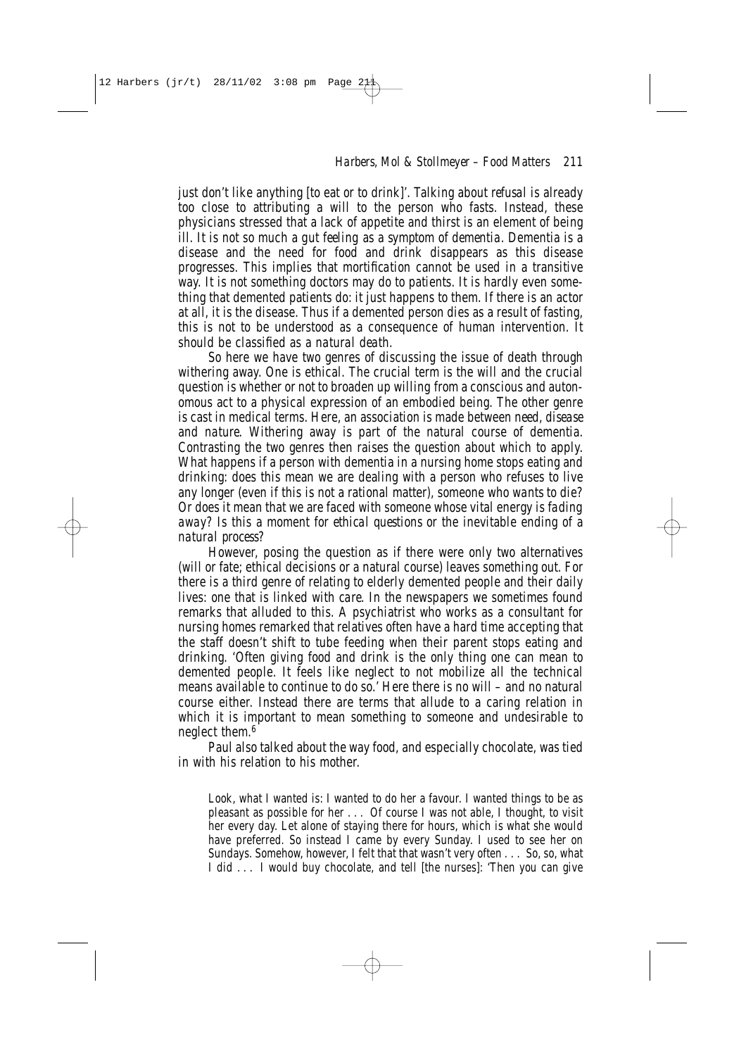just don't like anything [to eat or to drink]'. Talking about *refusal* is already too close to attributing a will to the person who fasts. Instead, these physicians stressed that a lack of appetite and thirst is an element of being ill. It is not so much a gut feeling as a *symptom of dementia*. Dementia is a disease and the need for food and drink disappears as this disease progresses. This implies that *mortification* cannot be used in a transitive way. It is not something doctors may do to patients. It is hardly even something that demented patients do: it just happens to them. If there is an actor at all, it is the disease. Thus if a demented person dies as a result of fasting, this is not to be understood as a consequence of human intervention. It should be classified as a *natural death*.

So here we have two genres of discussing the issue of death through withering away. One is ethical. The crucial term is the will and the crucial question is whether or not to broaden up willing from a conscious and autonomous act to a physical expression of an embodied being. The other genre is cast in medical terms. Here, an association is made between *need*, *disease* and *nature*. Withering away is part of the natural course of dementia. Contrasting the two genres then raises the question about which to apply. What happens if a person with dementia in a nursing home stops eating and drinking: does this mean we are dealing with a person who refuses to live any longer (even if this is not a rational matter), someone who *wants to die*? Or does it mean that we are faced with someone whose vital energy is *fading away*? Is this a moment for *ethical questions* or the inevitable ending of a *natural process*?

However, posing the question as if there were only two alternatives (will or fate; ethical decisions or a natural course) leaves something out. For there is a third genre of relating to elderly demented people and their daily lives: one that is linked with *care*. In the newspapers we sometimes found remarks that alluded to this. A psychiatrist who works as a consultant for nursing homes remarked that relatives often have a hard time accepting that the staff doesn't shift to tube feeding when their parent stops eating and drinking. 'Often giving food and drink is the only thing one can mean to demented people. It feels like neglect to not mobilize all the technical means available to continue to do so.' Here there is no will – and no natural course either. Instead there are terms that allude to a caring relation in which it is important to mean something to someone and undesirable to neglect them.[6]

Paul also talked about the way food, and especially chocolate, was tied in with his relation to his mother.

> Look, what I wanted is: I wanted to do her a favour. I wanted things to be as pleasant as possible for her . . . Of course I was not able, I thought, to visit her every day. Let alone of staying there for hours, which is what she would have preferred. So instead I came by every Sunday. I used to see her on Sundays. Somehow, however, I felt that that wasn't very often . . . So, so, what I did . . . I would buy chocolate, and tell [the nurses]: 'Then you can give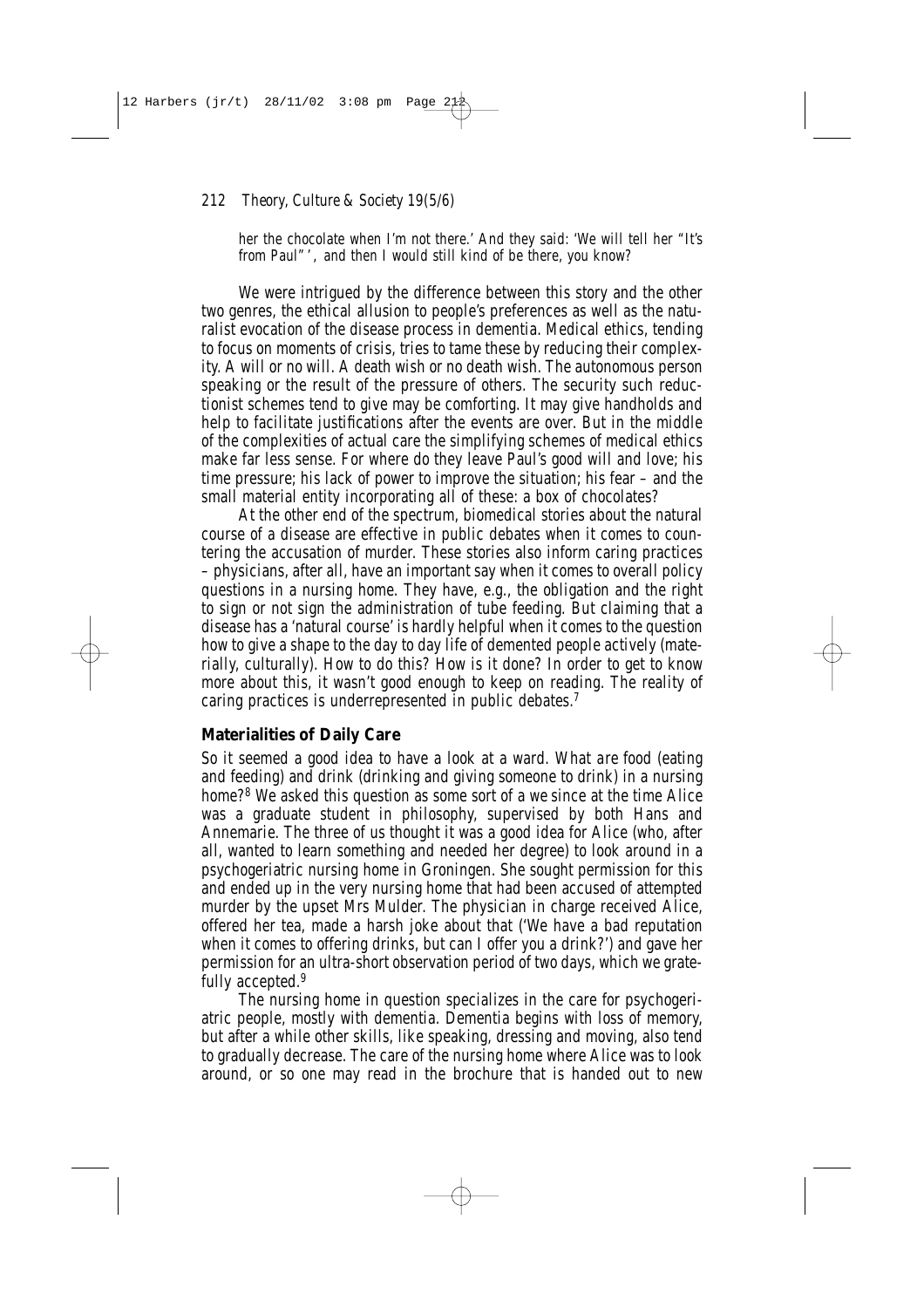*her the chocolate when I'm not there.' And they said: 'We will tell her "It's from Paul"', and then I would still kind of be there, you know?*

We were intrigued by the difference between this story and the other two genres, the ethical allusion to people's preferences as well as the naturalist evocation of the disease process in dementia. Medical ethics, tending to focus on moments of crisis, tries to tame these by reducing their complexity. A will or no will. A death wish or no death wish. The autonomous person speaking or the result of the pressure of others. The security such reductionist schemes tend to give may be comforting. It may give handholds and help to facilitate justifications after the events are over. But in the middle of the complexities of actual care the simplifying schemes of medical ethics make far less sense. For where do they leave Paul's good will and love; his time pressure; his lack of power to improve the situation; his fear – and the small material entity incorporating all of these: a box of chocolates?

At the other end of the spectrum, biomedical stories about the natural course of a disease are effective in public debates when it comes to countering the accusation of murder. These stories also inform caring practices – physicians, after all, have an important say when it comes to overall policy questions in a nursing home. They have, e.g., the obligation and the right to sign or not sign the administration of tube feeding. But claiming that a disease has a 'natural course' is hardly helpful when it comes to the question how to give a shape to the day to day life of demented people actively (materially, culturally). How to do this? How is it done? In order to get to know more about this, it wasn't good enough to keep on reading. The reality of caring practices is underrepresented in public debates.[7]

## Materialities of Daily Care

So it seemed a good idea to have a look at a ward. What are food (eating and feeding) and drink (drinking and giving someone to drink) in a nursing home?[8] We asked this question as some sort of a we since at the time Alice was a graduate student in philosophy, supervised by both Hans and Annemarie. The three of us thought it was a good idea for Alice (who, after all, wanted to learn something and needed her degree) to look around in a psychogeriatric nursing home in Groningen. She sought permission for this and ended up in the very nursing home that had been accused of attempted murder by the upset Mrs Mulder. The physician in charge received Alice, offered her tea, made a harsh joke about that ('We have a bad reputation when it comes to offering drinks, but can I offer you a drink?') and gave her permission for an ultra-short observation period of two days, which we gratefully accepted.[9]

The nursing home in question specializes in the care for psychogeriatric people, mostly with dementia. Dementia begins with loss of memory, but after a while other skills, like speaking, dressing and moving, also tend to gradually decrease. The care of the nursing home where Alice was to look around, or so one may read in the brochure that is handed out to new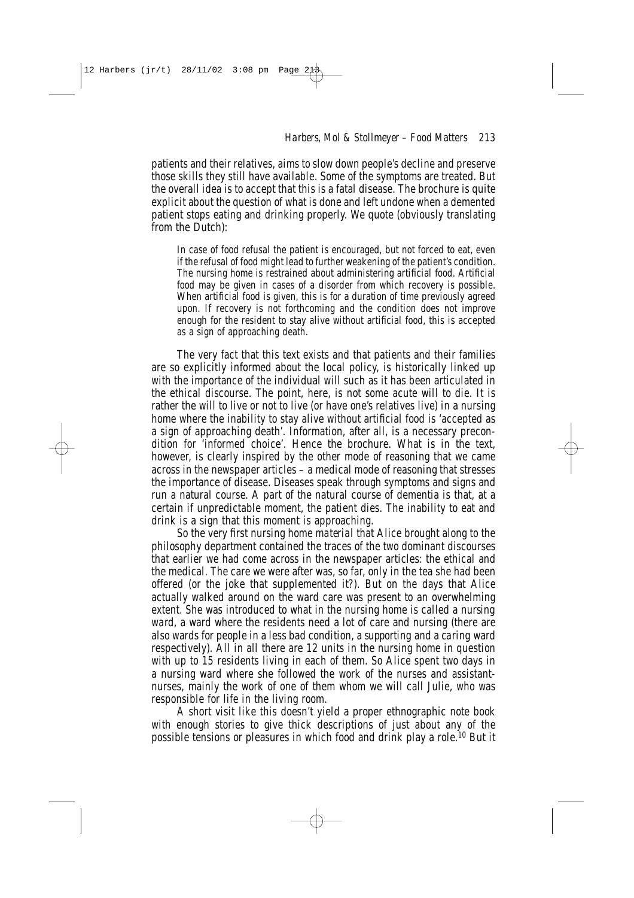patients and their relatives, aims to slow down people's decline and preserve those skills they still have available. Some of the symptoms are treated. But the overall idea is to accept that this is a fatal disease. The brochure is quite explicit about the question of what is done and left undone when a demented patient stops eating and drinking properly. We quote (obviously translating from the Dutch):

> In case of food refusal the patient is encouraged, but not forced to eat, even if the refusal of food might lead to further weakening of the patient's condition. The nursing home is restrained about administering artificial food. Artificial food may be given in cases of a disorder from which recovery is possible. When artificial food is given, this is for a duration of time previously agreed upon. If recovery is not forthcoming and the condition does not improve enough for the resident to stay alive without artificial food, this is accepted as a sign of approaching death.

The very fact that this text exists and that patients and their families are so explicitly informed about the local policy, is historically linked up with the importance of the individual will such as it has been articulated in the ethical discourse. The point, here, is not some acute will to die. It is rather the will to live or not to live (or have one's relatives live) in a nursing home where the inability to stay alive without artificial food is 'accepted as a sign of approaching death'. Information, after all, is a necessary precondition for 'informed choice'. Hence the brochure. What is in the text, however, is clearly inspired by the other mode of reasoning that we came across in the newspaper articles – a medical mode of reasoning that stresses the importance of disease. Diseases speak through symptoms and signs and run a natural course. A part of the natural course of dementia is that, at a certain if unpredictable moment, the patient dies. The inability to eat and drink is a sign that this moment is approaching.

So the very first nursing home material that Alice brought along to the philosophy department contained the traces of the two dominant discourses that earlier we had come across in the newspaper articles: the ethical and the medical. The care we were after was, so far, only in the tea she had been offered (or the joke that supplemented it?). But on the days that Alice actually walked around on the ward care was present to an overwhelming extent. She was introduced to what in the nursing home is called a *nursing ward*, a ward where the residents need a lot of care and nursing (there are also wards for people in a less bad condition, a *supporting* and a *caring ward* respectively). All in all there are 12 units in the nursing home in question with up to 15 residents living in each of them. So Alice spent two days in a nursing ward where she followed the work of the nurses and assistant-nurses, mainly the work of one of them whom we will call Julie, who was responsible for life in the living room.

A short visit like this doesn't yield a proper ethnographic note book with enough stories to give thick descriptions of just about any of the possible tensions or pleasures in which food and drink play a role.[10] But it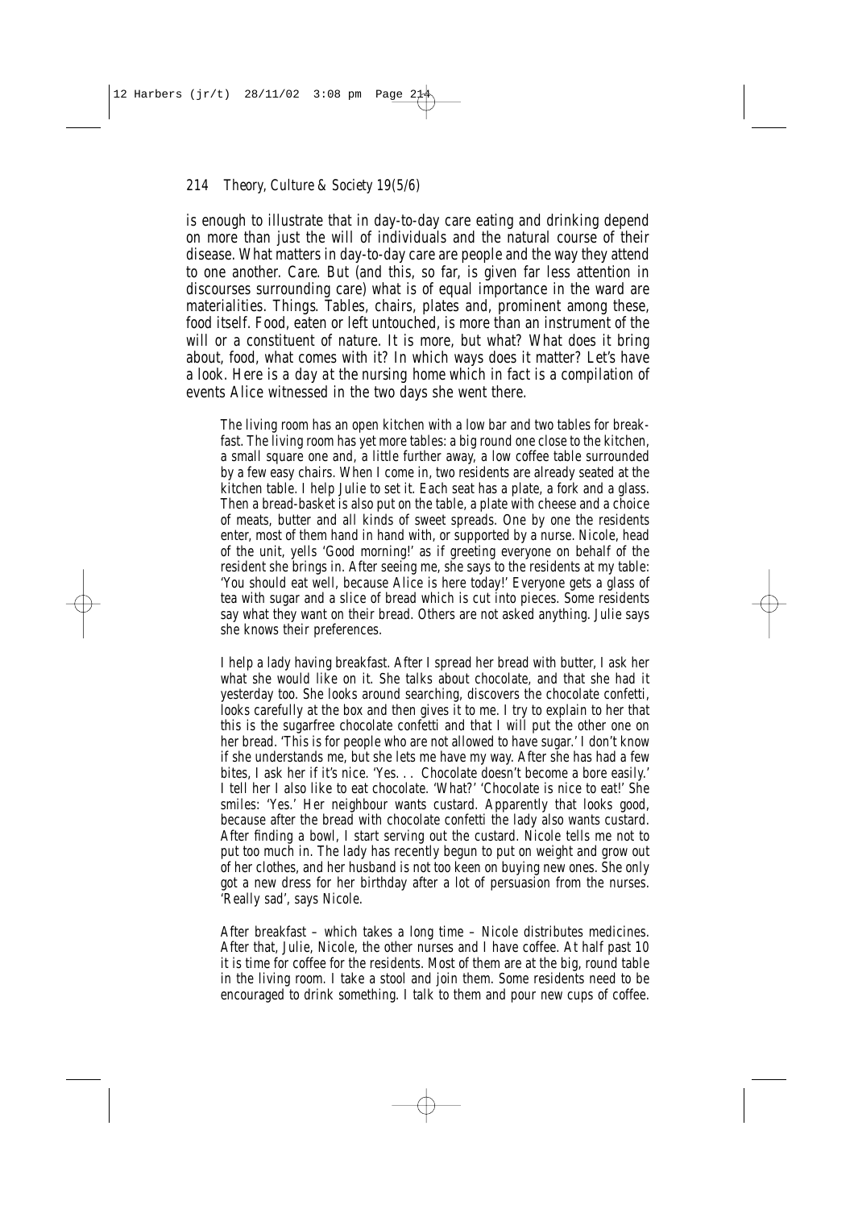is enough to illustrate that in day-to-day care eating and drinking depend on more than just the will of individuals and the natural course of their disease. What matters in day-to-day care are people and the way they attend to one another. Care. But (and this, so far, is given far less attention in discourses surrounding care) what is of equal importance in the ward are materialities. Things. Tables, chairs, plates and, prominent among these, food itself. Food, eaten or left untouched, is more than an instrument of the will or a constituent of nature. It is more, but what? What does it bring about, food, what comes with it? In which ways does it matter? Let's have a look. Here is *a day at the nursing home* which in fact is a compilation of events Alice witnessed in the two days she went there.

> The living room has an open kitchen with a low bar and two tables for breakfast. The living room has yet more tables: a big round one close to the kitchen, a small square one and, a little further away, a low coffee table surrounded by a few easy chairs. When I come in, two residents are already seated at the kitchen table. I help Julie to set it. Each seat has a plate, a fork and a glass. Then a bread-basket is also put on the table, a plate with cheese and a choice of meats, butter and all kinds of sweet spreads. One by one the residents enter, most of them hand in hand with, or supported by a nurse. Nicole, head of the unit, yells 'Good morning!' as if greeting everyone on behalf of the resident she brings in. After seeing me, she says to the residents at my table: 'You should eat well, because Alice is here today!' Everyone gets a glass of tea with sugar and a slice of bread which is cut into pieces. Some residents say what they want on their bread. Others are not asked anything. Julie says she knows their preferences.
>
> I help a lady having breakfast. After I spread her bread with butter, I ask her what she would like on it. She talks about chocolate, and that she had it yesterday too. She looks around searching, discovers the chocolate confetti, looks carefully at the box and then gives it to me. I try to explain to her that this is the sugarfree chocolate confetti and that I will put the other one on her bread. 'This is for people who are not allowed to have sugar.' I don't know if she understands me, but she lets me have my way. After she has had a few bites, I ask her if it's nice. 'Yes. . . Chocolate doesn't become a bore easily.' I tell her I also like to eat chocolate. 'What?' 'Chocolate is nice to eat!' She smiles: 'Yes.' Her neighbour wants custard. Apparently that looks good, because after the bread with chocolate confetti the lady also wants custard. After finding a bowl, I start serving out the custard. Nicole tells me not to put too much in. The lady has recently begun to put on weight and grow out of her clothes, and her husband is not too keen on buying new ones. She only got a new dress for her birthday after a lot of persuasion from the nurses. 'Really sad', says Nicole.
>
> After breakfast – which takes a long time – Nicole distributes medicines. After that, Julie, Nicole, the other nurses and I have coffee. At half past 10 it is time for coffee for the residents. Most of them are at the big, round table in the living room. I take a stool and join them. Some residents need to be encouraged to drink something. I talk to them and pour new cups of coffee.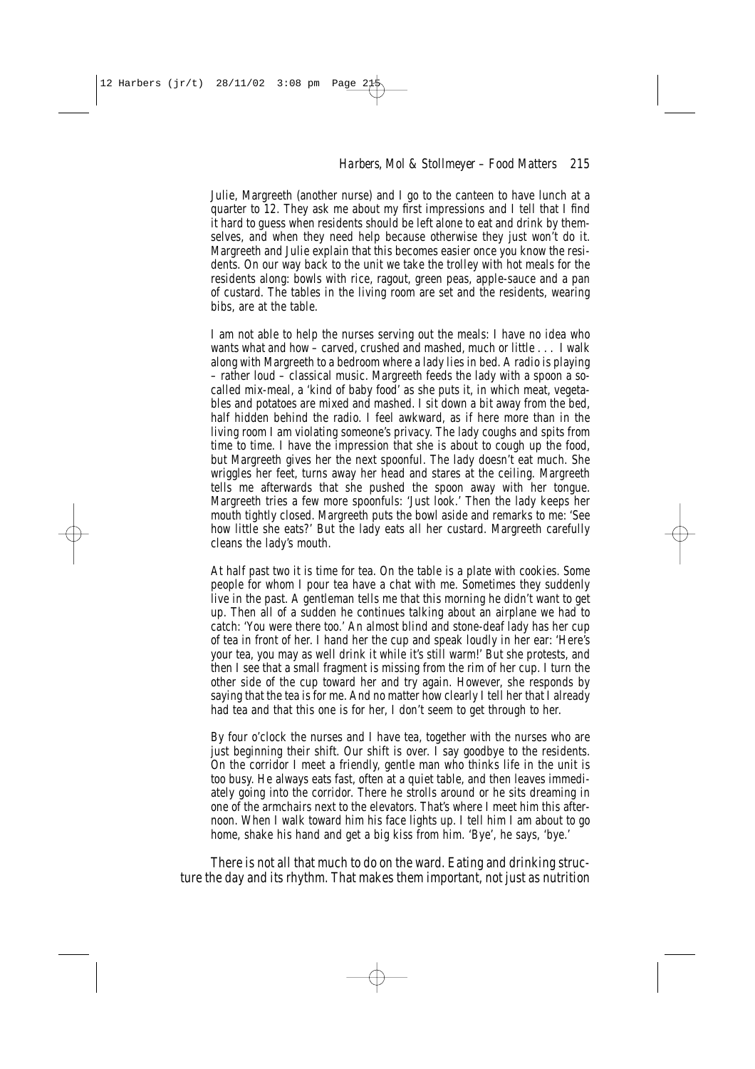Julie, Margreeth (another nurse) and I go to the canteen to have lunch at a quarter to 12. They ask me about my first impressions and I tell that I find it hard to guess when residents should be left alone to eat and drink by themselves, and when they need help because otherwise they just won't do it. Margreeth and Julie explain that this becomes easier once you know the residents. On our way back to the unit we take the trolley with hot meals for the residents along: bowls with rice, ragout, green peas, apple-sauce and a pan of custard. The tables in the living room are set and the residents, wearing bibs, are at the table.

I am not able to help the nurses serving out the meals: I have no idea who wants what and how – carved, crushed and mashed, much or little . . . I walk along with Margreeth to a bedroom where a lady lies in bed. A radio is playing – rather loud – classical music. Margreeth feeds the lady with a spoon a so-called mix-meal, a 'kind of baby food' as she puts it, in which meat, vegetables and potatoes are mixed and mashed. I sit down a bit away from the bed, half hidden behind the radio. I feel awkward, as if here more than in the living room I am violating someone's privacy. The lady coughs and spits from time to time. I have the impression that she is about to cough up the food, but Margreeth gives her the next spoonful. The lady doesn't eat much. She wriggles her feet, turns away her head and stares at the ceiling. Margreeth tells me afterwards that she pushed the spoon away with her tongue. Margreeth tries a few more spoonfuls: 'Just look.' Then the lady keeps her mouth tightly closed. Margreeth puts the bowl aside and remarks to me: 'See how little she eats?' But the lady eats all her custard. Margreeth carefully cleans the lady's mouth.

At half past two it is time for tea. On the table is a plate with cookies. Some people for whom I pour tea have a chat with me. Sometimes they suddenly live in the past. A gentleman tells me that this morning he didn't want to get up. Then all of a sudden he continues talking about an airplane we had to catch: 'You were there too.' An almost blind and stone-deaf lady has her cup of tea in front of her. I hand her the cup and speak loudly in her ear: 'Here's your tea, you may as well drink it while it's still warm!' But she protests, and then I see that a small fragment is missing from the rim of her cup. I turn the other side of the cup toward her and try again. However, she responds by saying that the tea is for me. And no matter how clearly I tell her that I already had tea and that this one is for her, I don't seem to get through to her.

By four o'clock the nurses and I have tea, together with the nurses who are just beginning their shift. Our shift is over. I say goodbye to the residents. On the corridor I meet a friendly, gentle man who thinks life in the unit is too busy. He always eats fast, often at a quiet table, and then leaves immediately going into the corridor. There he strolls around or he sits dreaming in one of the armchairs next to the elevators. That's where I meet him this afternoon. When I walk toward him his face lights up. I tell him I am about to go home, shake his hand and get a big kiss from him. 'Bye', he says, 'bye.'

There is not all that much to do on the ward. Eating and drinking structure the day and its rhythm. That makes them important, not just as nutrition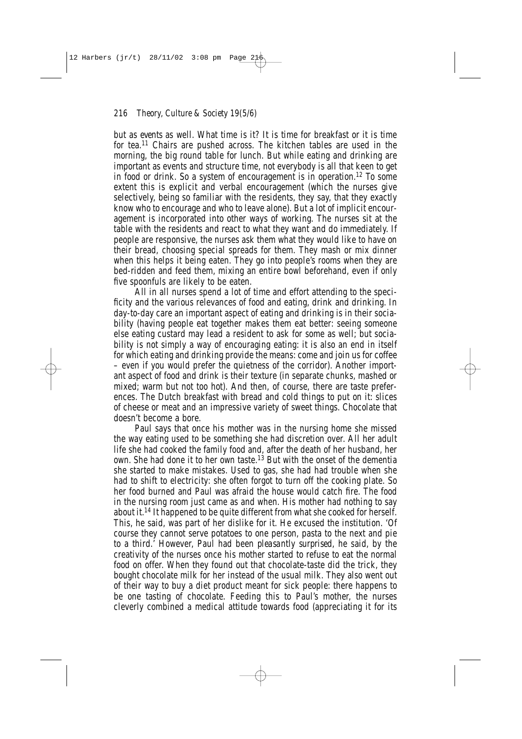but as *events* as well. What time is it? It is time for breakfast or it is time for tea.[11] Chairs are pushed across. The kitchen tables are used in the morning, the big round table for lunch. But while eating and drinking are important as events and structure time, not everybody is all that keen to get in food or drink. So a system of encouragement is in operation.[12] To some extent this is explicit and verbal encouragement (which the nurses give selectively, being so familiar with the residents, they say, that they exactly know who to encourage and who to leave alone). But a lot of implicit encouragement is incorporated into other ways of working. The nurses sit at the table with the residents and react to what they want and do immediately. If people are responsive, the nurses ask them what they would like to have on their bread, choosing special spreads for them. They mash or mix dinner when this helps it being eaten. They go into people's rooms when they are bed-ridden and feed them, mixing an entire bowl beforehand, even if only five spoonfuls are likely to be eaten.

All in all nurses spend a lot of time and effort attending to the specificity and the various relevances of food and eating, drink and drinking. In day-to-day care an important aspect of eating and drinking is in their sociability (having people eat together makes them eat better: seeing someone else eating custard may lead a resident to ask for some as well; but sociability is not simply a way of encouraging eating: it is also an end in itself for which eating and drinking provide the means: come and join us for coffee – even if you would prefer the quietness of the corridor). Another important aspect of food and drink is their texture (in separate chunks, mashed or mixed; warm but not too hot). And then, of course, there are taste preferences. The Dutch breakfast with bread and cold things to put on it: slices of cheese or meat and an impressive variety of sweet things. Chocolate that doesn't become a bore.

Paul says that once his mother was in the nursing home she missed the way eating used to be something she had discretion over. All her adult life she had cooked the family food and, after the death of her husband, her own. She had done it to her own taste.[13] But with the onset of the dementia she started to make mistakes. Used to gas, she had had trouble when she had to shift to electricity: she often forgot to turn off the cooking plate. So her food burned and Paul was afraid the house would catch fire. The food in the nursing room just came as and when. His mother had nothing to say about it.[14] It happened to be quite different from what she cooked for herself. This, he said, was part of her dislike for it. He excused the institution. 'Of course they cannot serve potatoes to one person, pasta to the next and pie to a third.' However, Paul had been *pleasantly* surprised, he said, by the creativity of the nurses once his mother started to refuse to eat the normal food on offer. When they found out that chocolate-taste did the trick, they bought chocolate milk for her instead of the usual milk. They also went out of their way to buy a diet product meant for sick people: there happens to be one tasting of chocolate. Feeding this to Paul's mother, the nurses cleverly combined a medical attitude towards food (appreciating it for its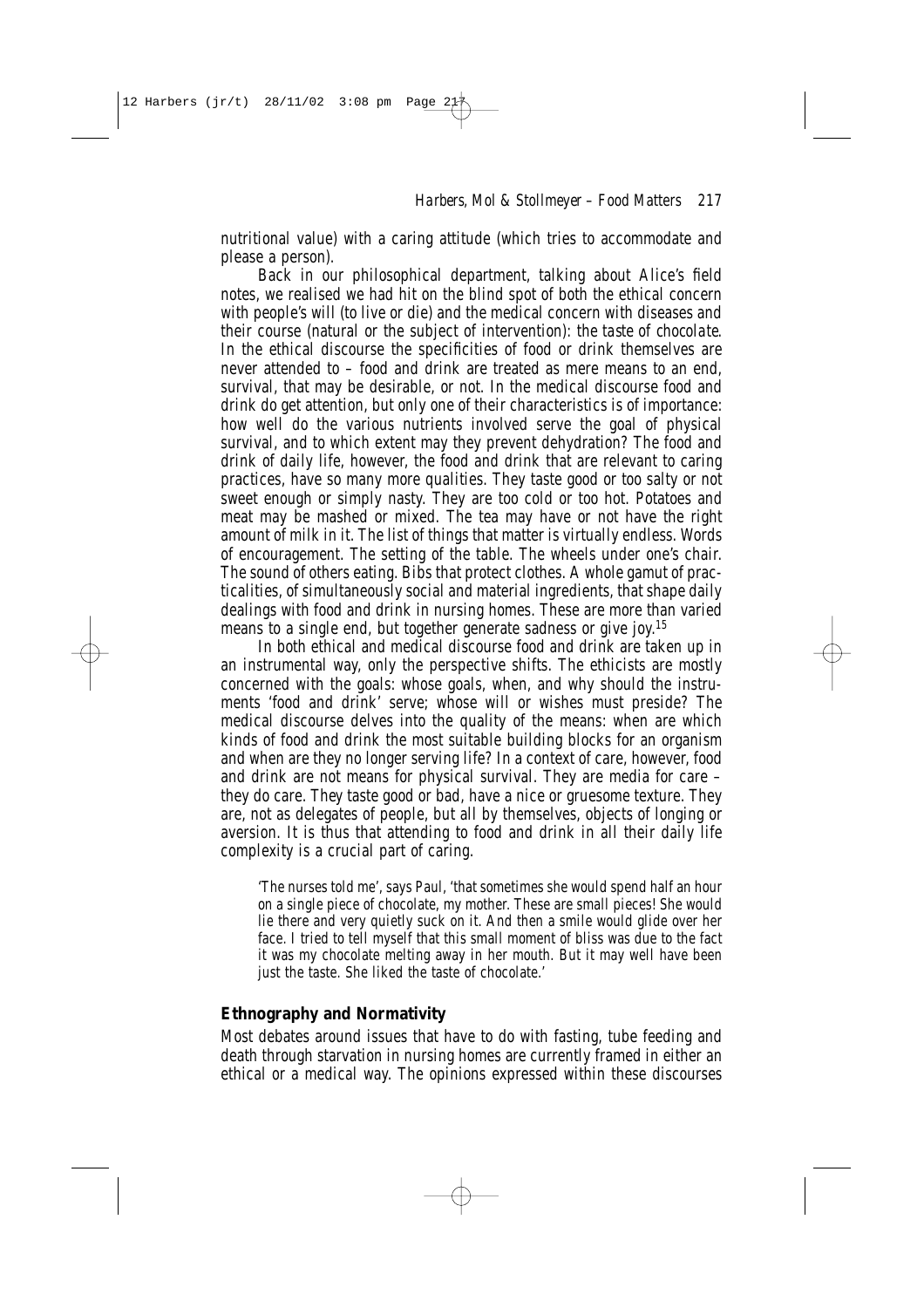nutritional value) with a caring attitude (which tries to accommodate and please a person).

Back in our philosophical department, talking about Alice's field notes, we realised we had hit on the blind spot of both the ethical concern with people's will (to live or die) and the medical concern with diseases and their course (natural or the subject of intervention): *the taste of chocolate*. In the ethical discourse the specificities of food or drink themselves are never attended to – food and drink are treated as mere means to an end, survival, that may be desirable, or not. In the medical discourse food and drink do get attention, but only one of their characteristics is of importance: how well do the various nutrients involved serve the goal of physical survival, and to which extent may they prevent dehydration? The food and drink of daily life, however, the food and drink that are relevant to caring practices, have so many more qualities. They taste good or too salty or not sweet enough or simply nasty. They are too cold or too hot. Potatoes and meat may be mashed or mixed. The tea may have or not have the right amount of milk in it. The list of things that matter is virtually endless. Words of encouragement. The setting of the table. The wheels under one's chair. The sound of others eating. Bibs that protect clothes. A whole gamut of practicalities, of simultaneously social and material ingredients, that shape daily dealings with food and drink in nursing homes. These are more than varied means to a single end, but together generate sadness or give joy.[15]

In both ethical and medical discourse food and drink are taken up in an instrumental way, only the perspective shifts. The ethicists are mostly concerned with the goals: whose goals, when, and why should the instruments 'food and drink' serve; whose will or wishes must preside? The medical discourse delves into the quality of the means: when are which kinds of food and drink the most suitable building blocks for an organism and when are they no longer serving life? In a context of care, however, food and drink are not means for physical survival. They are media for care – they do care. They taste good or bad, have a nice or gruesome texture. They are, not as delegates of people, but all by themselves, objects of longing or aversion. It is thus that attending to food and drink in all their daily life complexity is a crucial part of caring.

> 'The nurses told me', says Paul, 'that sometimes she would spend half an hour on a single piece of chocolate, my mother. These are small pieces! She would lie there and very quietly suck on it. And then a smile would glide over her face. I tried to tell myself that this small moment of bliss was due to the fact it was my chocolate melting away in her mouth. But it may well have been just the taste. She liked the taste of chocolate.'

## Ethnography and Normativity

Most debates around issues that have to do with fasting, tube feeding and death through starvation in nursing homes are currently framed in either an ethical or a medical way. The opinions expressed within these discourses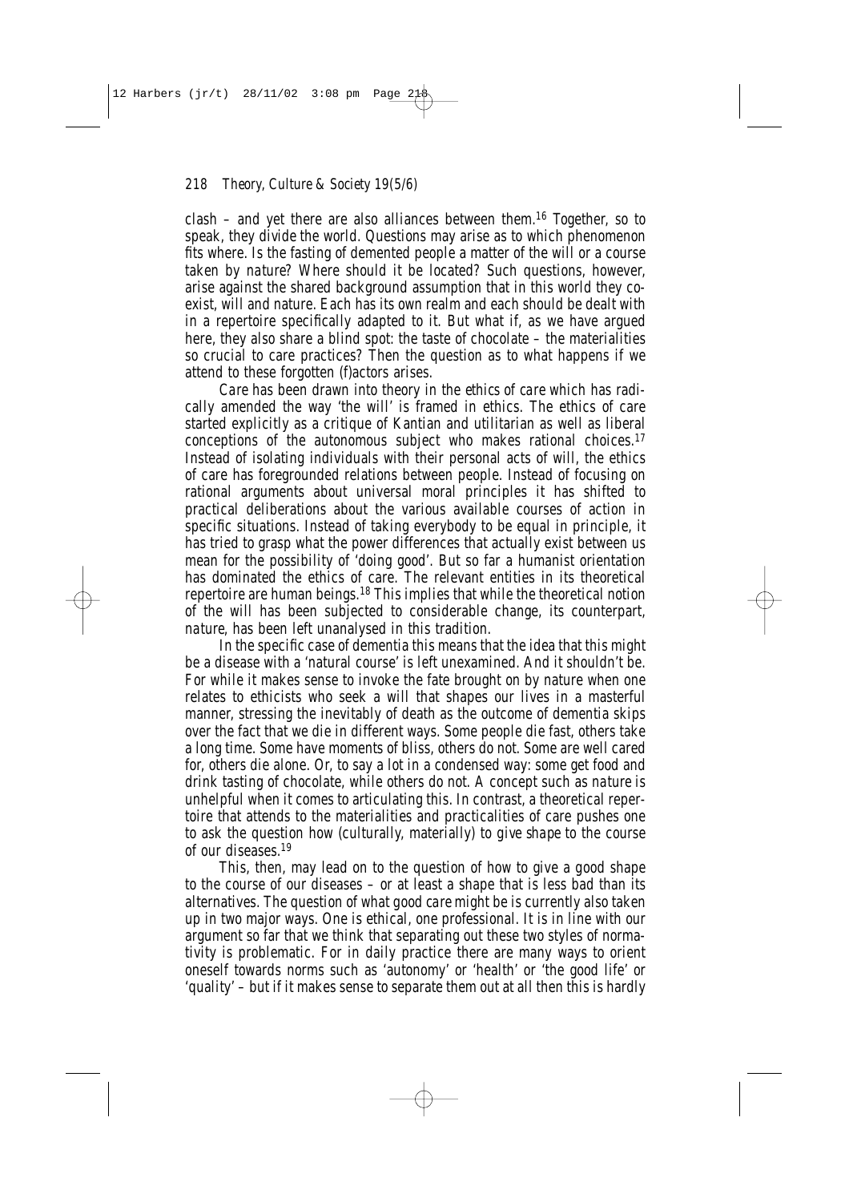clash – and yet there are also alliances between them.[16] Together, so to speak, they divide the world. Questions may arise as to which phenomenon fits where. Is the fasting of demented people a matter of the will or a course taken by nature? Where should it be located? Such questions, however, arise against the shared background assumption that in this world they co-exist, will and nature. Each has its own realm and each should be dealt with in a repertoire specifically adapted to it. But what if, as we have argued here, they also share a blind spot: the taste of chocolate – the materialities so crucial to care practices? Then the question as to what happens if we attend to these forgotten (f)actors arises.

Care has been drawn into theory in the ethics of care which has radically amended the way 'the will' is framed in ethics. The ethics of care started explicitly as a critique of Kantian and utilitarian as well as liberal conceptions of the autonomous subject who makes rational choices.[17] Instead of isolating individuals with their personal acts of will, the ethics of care has foregrounded relations between people. Instead of focusing on rational arguments about universal moral principles it has shifted to practical deliberations about the various available courses of action in specific situations. Instead of taking everybody to be equal in principle, it has tried to grasp what the power differences that actually exist between us mean for the possibility of 'doing good'. But so far a humanist orientation has dominated the ethics of care. The relevant entities in its theoretical repertoire are human beings.[18] This implies that while the theoretical notion of the will has been subjected to considerable change, its counterpart, nature, has been left unanalysed in this tradition.

In the specific case of dementia this means that the idea that this might be a disease with a 'natural course' is left unexamined. And it shouldn't be. For while it makes sense to invoke the fate brought on by nature when one relates to ethicists who seek a will that shapes our lives in a masterful manner, stressing the inevitably of death as the outcome of dementia skips over the fact that we die in different ways. Some people die fast, others take a long time. Some have moments of bliss, others do not. Some are well cared for, others die alone. Or, to say a lot in a condensed way: some get food and drink tasting of chocolate, while others do not. A concept such as nature is unhelpful when it comes to articulating this. In contrast, a theoretical repertoire that attends to the materialities and practicalities of care pushes one to ask the question how (culturally, materially) to give shape to the course of our diseases.[19]

This, then, may lead on to the question of how to give a good shape to the course of our diseases – or at least a shape that is less bad than its alternatives. The question of what good care might be is currently also taken up in two major ways. One is ethical, one professional. It is in line with our argument so far that we think that separating out these two styles of normativity is problematic. For in daily practice there are many ways to orient oneself towards norms such as 'autonomy' or 'health' or 'the good life' or 'quality' – but if it makes sense to separate them out at all then this is hardly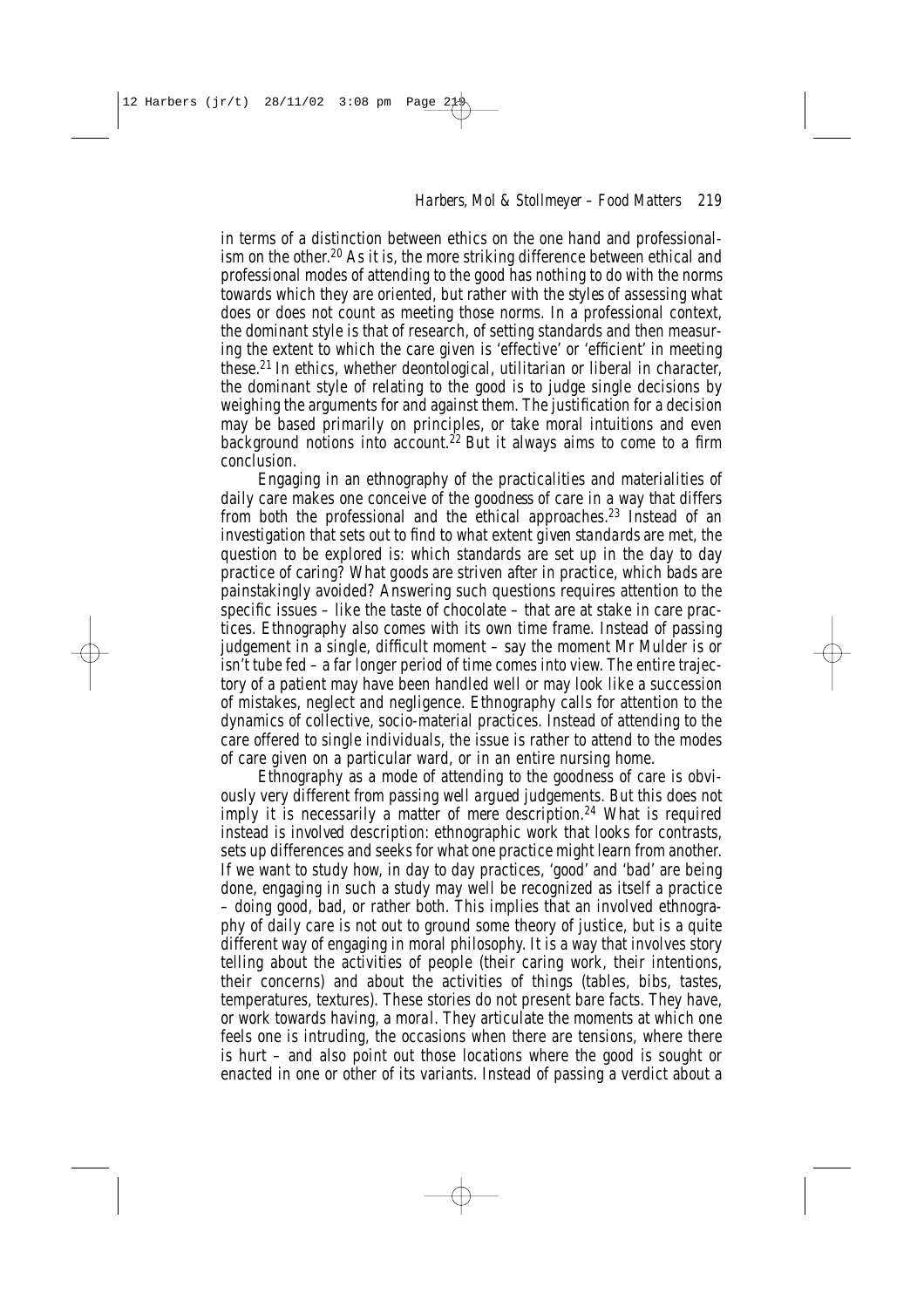in terms of a distinction between ethics on the one hand and professionalism on the other.[20] As it is, the more striking difference between ethical and professional modes of attending to the good has nothing to do with the norms towards which they are oriented, but rather with the *styles* of assessing what does or does not count as meeting those norms. In a professional context, the dominant style is that of research, of setting standards and then measuring the extent to which the care given is 'effective' or 'efficient' in meeting these.[21] In ethics, whether deontological, utilitarian or liberal in character, the dominant style of relating to the good is to judge single decisions by weighing the arguments for and against them. The justification for a decision may be based primarily on principles, or take moral intuitions and even background notions into account.[22] But it always aims to come to a firm conclusion.

Engaging in an ethnography of the practicalities and materialities of daily care makes one conceive of the goodness of care in a way that differs from both the professional and the ethical approaches.[23] Instead of an investigation that sets out to find to what extent *given standards* are met, the question to be explored is: which standards are set up in the day to day practice of caring? What goods are striven after in practice, which bads are painstakingly avoided? Answering such questions requires attention to the specific issues – like the taste of chocolate – that are at stake in care practices. Ethnography also comes with its own time frame. Instead of passing judgement in a single, difficult moment – say the moment Mr Mulder is or isn't tube fed – a far longer period of time comes into view. The entire trajectory of a patient may have been handled well or may look like a succession of mistakes, neglect and negligence. Ethnography calls for attention to the dynamics of collective, socio-material practices. Instead of attending to the care offered to single individuals, the issue is rather to attend to the modes of care given on a particular ward, or in an entire nursing home.

Ethnography as a mode of attending to the goodness of care is obviously very different from passing *well argued judgements*. But this does not imply it is necessarily a matter of mere description.[24] What is required instead is *involved description*: ethnographic work that looks for contrasts, sets up differences and seeks for what one practice might learn from another. If we want to study how, in day to day practices, 'good' and 'bad' are being done, engaging in such a study may well be recognized as itself a practice – doing good, bad, or rather both. This implies that an involved ethnography of daily care is not out to ground some theory of justice, but is a quite different way of engaging in moral philosophy. It is a way that involves story telling about the activities of people (their caring work, their intentions, their concerns) and about the activities of things (tables, bibs, tastes, temperatures, textures). These stories do not present bare facts. They have, or work towards having, a *moral*. They articulate the moments at which one feels one is intruding, the occasions when there are tensions, where there is hurt – and also point out those locations where the good is sought or enacted in one or other of its variants. Instead of passing a verdict about a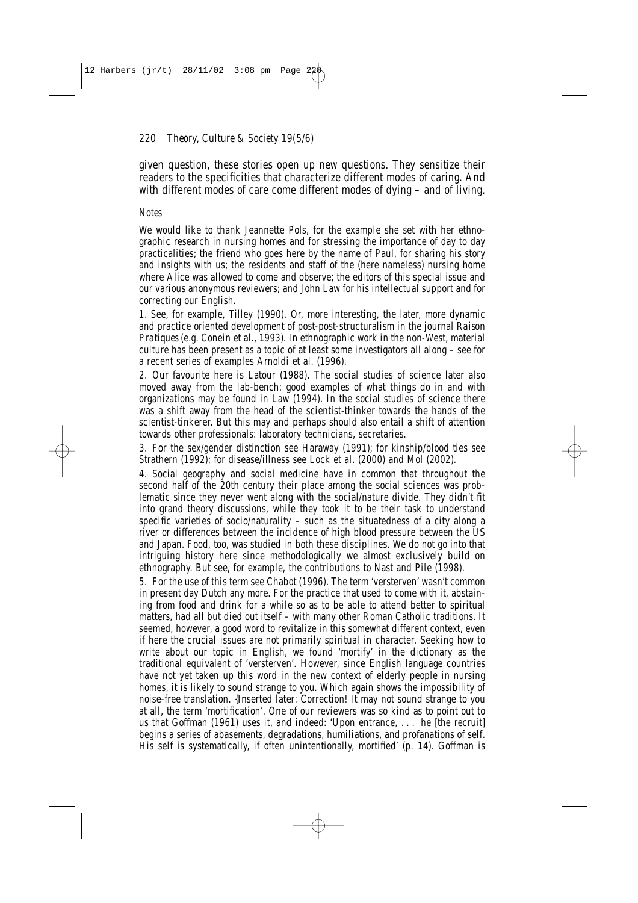given question, these stories open up new questions. They sensitize their readers to the specificities that characterize different modes of caring. And with different modes of care come different modes of dying – and of living.

### *Notes*

We would like to thank Jeannette Pols, for the example she set with her ethnographic research in nursing homes and for stressing the importance of day to day practicalities; the friend who goes here by the name of Paul, for sharing his story and insights with us; the residents and staff of the (here nameless) nursing home where Alice was allowed to come and observe; the editors of this special issue and our various anonymous reviewers; and John Law for his intellectual support and for correcting our English.

1. See, for example, Tilley (1990). Or, more interesting, the later, more dynamic and practice oriented development of post-post-structuralism in the journal *Raison Pratiques* (e.g. Conein et al., 1993). In ethnographic work in the non-West, material culture has been present as a topic of at least some investigators all along – see for a recent series of examples Arnoldi et al. (1996).

2. Our favourite here is Latour (1988). The social studies of science later also moved away from the lab-bench: good examples of what things do in and with organizations may be found in Law (1994). In the social studies of science there was a shift away from the head of the scientist-thinker towards the hands of the scientist-tinkerer. But this may and perhaps should also entail a shift of attention towards other professionals: laboratory technicians, secretaries.

3. For the sex/gender distinction see Haraway (1991); for kinship/blood ties see Strathern (1992); for disease/illness see Lock et al. (2000) and Mol (2002).

4. Social geography and social medicine have in common that throughout the second half of the 20th century their place among the social sciences was problematic since they never went along with the social/nature divide. They didn't fit into grand theory discussions, while they took it to be their task to understand specific varieties of socio/naturality – such as the situatedness of a city along a river or differences between the incidence of high blood pressure between the US and Japan. Food, too, was studied in both these disciplines. We do not go into that intriguing history here since methodologically we almost exclusively build on ethnography. But see, for example, the contributions to Nast and Pile (1998).

5. For the use of this term see Chabot (1996). The term 'versterven' wasn't common in present day Dutch any more. For the practice that used to come with it, abstaining from food and drink for a while so as to be able to attend better to spiritual matters, had all but died out itself – with many other Roman Catholic traditions. It seemed, however, a good word to revitalize in this somewhat different context, even if here the crucial issues are not primarily spiritual in character. Seeking how to write about our topic in English, we found 'mortify' in the dictionary as the traditional equivalent of 'versterven'. However, since English language countries have not yet taken up this word in the new context of elderly people in nursing homes, it is likely to sound strange to you. Which again shows the impossibility of noise-free translation. {Inserted later: Correction! It may not sound strange to you at all, the term 'mortification'. One of our reviewers was so kind as to point out to us that Goffman (1961) uses it, and indeed: 'Upon entrance, . . . he [the recruit] begins a series of abasements, degradations, humiliations, and profanations of self. His self is systematically, if often unintentionally, mortified' (p. 14). Goffman is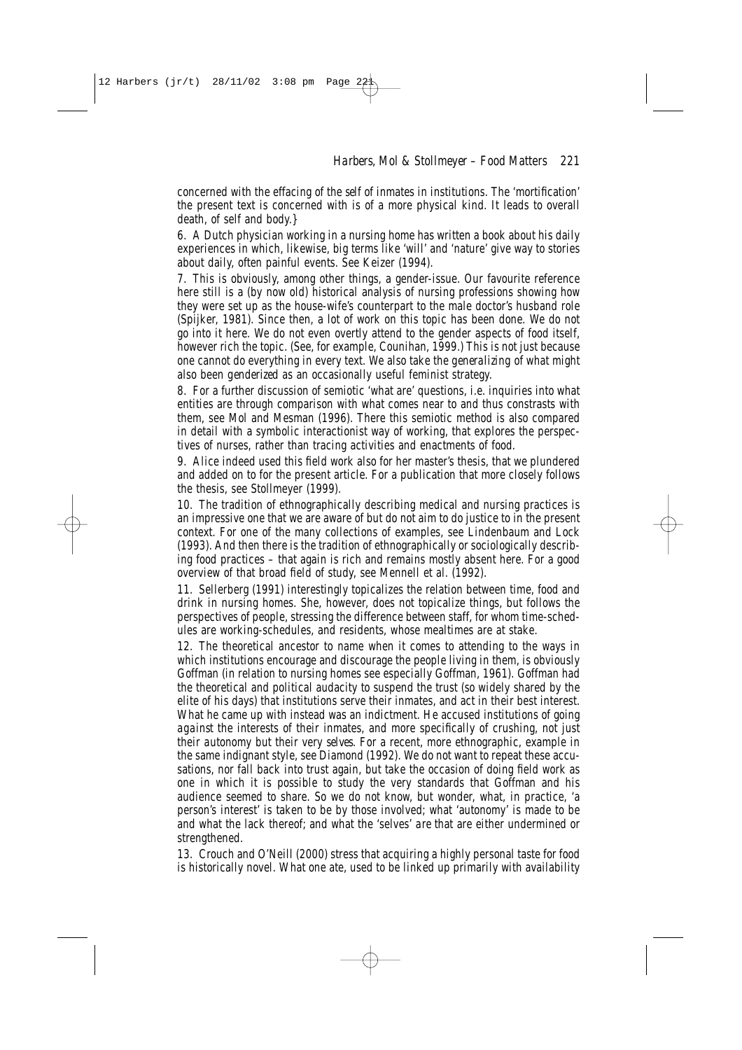concerned with the effacing of the *self* of inmates in institutions. The 'mortification' the present text is concerned with is of a more physical kind. It leads to overall death, of self and body.}

6. A Dutch physician working in a nursing home has written a book about his daily experiences in which, likewise, big terms like 'will' and 'nature' give way to stories about daily, often painful events. See Keizer (1994).

7. This is obviously, among other things, a gender-issue. Our favourite reference here still is a (by now old) historical analysis of nursing professions showing how they were set up as the house-wife's counterpart to the male doctor's husband role (Spijker, 1981). Since then, a lot of work on this topic has been done. We do not go into it here. We do not even overtly attend to the gender aspects of food itself, however rich the topic. (See, for example, Counihan, 1999.) This is not just because one cannot do everything in every text. We also take the *generalizing* of what might also been *genderized* as an occasionally useful feminist strategy.

8. For a further discussion of semiotic 'what are' questions, i.e. inquiries into what entities are through comparison with what comes near to and thus constrasts with them, see Mol and Mesman (1996). There this semiotic method is also compared in detail with a symbolic interactionist way of working, that explores the perspectives of nurses, rather than tracing activities and enactments of food.

9. Alice indeed used this field work also for her master's thesis, that we plundered and added on to for the present article. For a publication that more closely follows the thesis, see Stollmeyer (1999).

10. The tradition of ethnographically describing medical and nursing practices is an impressive one that we are aware of but do not aim to do justice to in the present context. For one of the many collections of examples, see Lindenbaum and Lock (1993). And then there is the tradition of ethnographically or sociologically describing food practices – that again is rich and remains mostly absent here. For a good overview of that broad field of study, see Mennell et al. (1992).

11. Sellerberg (1991) interestingly topicalizes the relation between time, food and drink in nursing homes. She, however, does not topicalize things, but follows the perspectives of people, stressing the difference between staff, for whom time-schedules are working-schedules, and residents, whose mealtimes are at stake.

12. The theoretical ancestor to name when it comes to attending to the ways in which institutions encourage and discourage the people living in them, is obviously Goffman (in relation to nursing homes see especially Goffman, 1961). Goffman had the theoretical and political audacity to suspend the trust (so widely shared by the elite of his days) that institutions serve their inmates, and act in their best interest. What he came up with instead was an indictment. He accused institutions of going *against* the interests of their inmates, and more specifically of crushing, not just their autonomy but their very *selves*. For a recent, more ethnographic, example in the same indignant style, see Diamond (1992). We do not want to repeat these accusations, nor fall back into trust again, but take the occasion of doing field work as one in which it is possible to study the very standards that Goffman and his audience seemed to share. So we do not know, but wonder, what, in practice, 'a person's interest' is taken to be by those involved; what 'autonomy' is made to be and what the lack thereof; and what the 'selves' *are* that are either undermined or strengthened.

13. Crouch and O'Neill (2000) stress that acquiring a highly personal taste for food is historically novel. What one ate, used to be linked up primarily with availability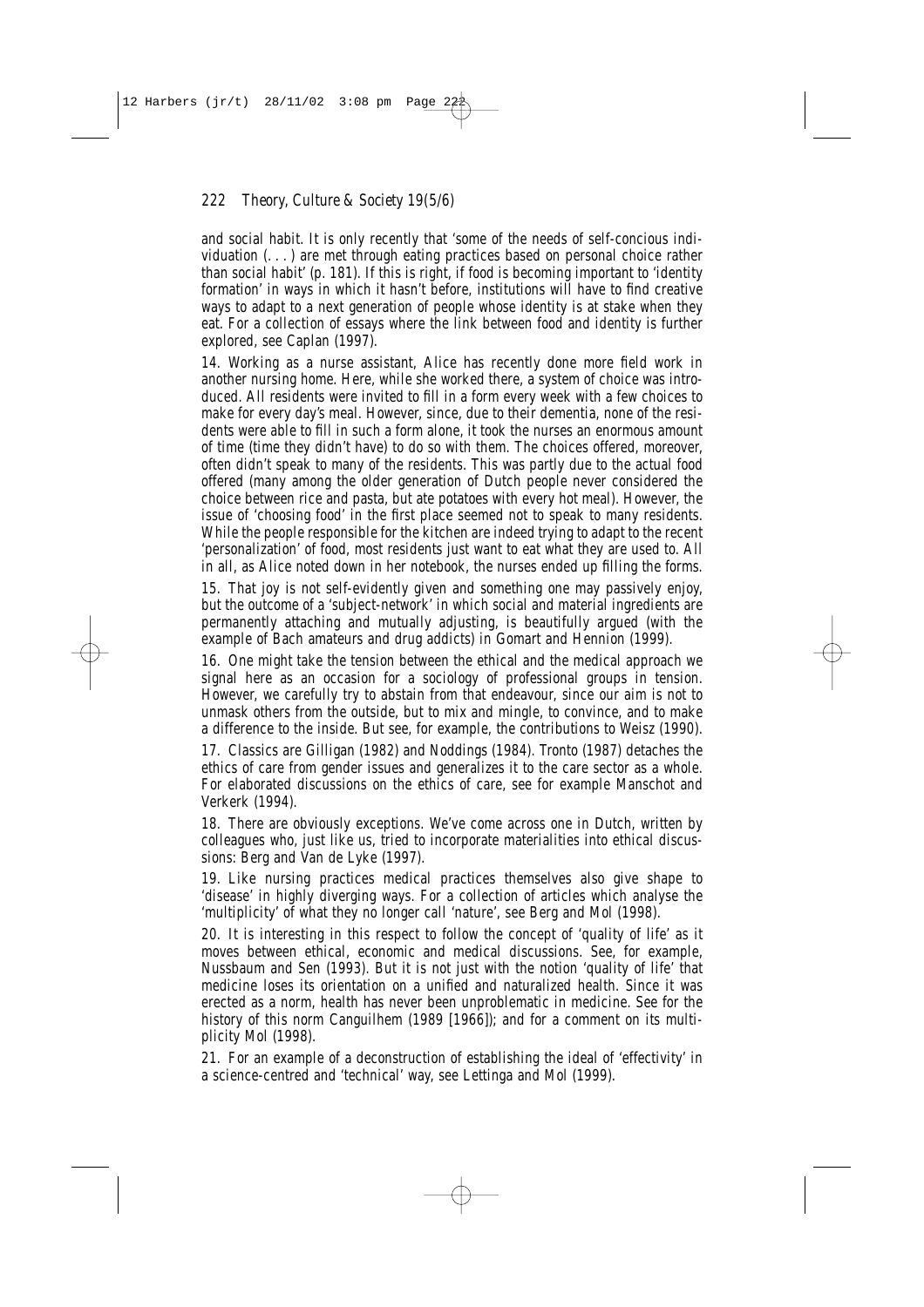and social habit. It is only recently that 'some of the needs of self-concious individuation (. . .) are met through eating practices based on personal choice rather than social habit' (p. 181). If this is right, if food is becoming important to 'identity formation' in ways in which it hasn't before, institutions will have to find creative ways to adapt to a next generation of people whose identity is at stake when they eat. For a collection of essays where the link between food and identity is further explored, see Caplan (1997).

14. Working as a nurse assistant, Alice has recently done more field work in another nursing home. Here, while she worked there, a system of choice was introduced. All residents were invited to fill in a form every week with a few choices to make for every day's meal. However, since, due to their dementia, none of the residents were able to fill in such a form alone, it took the nurses an enormous amount of time (time they didn't have) to do so with them. The choices offered, moreover, often didn't speak to many of the residents. This was partly due to the actual food offered (many among the older generation of Dutch people never considered the choice between rice and pasta, but ate potatoes with every hot meal). However, the issue of 'choosing food' in the first place seemed not to speak to many residents. While the people responsible for the kitchen are indeed trying to adapt to the recent 'personalization' of food, most residents just want to eat what they are used to. All in all, as Alice noted down in her notebook, the nurses ended up filling the forms.

15. That joy is not self-evidently given and something one may passively enjoy, but the outcome of a 'subject-network' in which social and material ingredients are permanently attaching and mutually adjusting, is beautifully argued (with the example of Bach amateurs and drug addicts) in Gomart and Hennion (1999).

16. One might take the tension between the ethical and the medical approach we signal here as an occasion for a sociology of professional groups in tension. However, we carefully try to abstain from that endeavour, since our aim is not to unmask others from the outside, but to mix and mingle, to convince, and to make a difference to the inside. But see, for example, the contributions to Weisz (1990).

17. Classics are Gilligan (1982) and Noddings (1984). Tronto (1987) detaches the ethics of care from gender issues and generalizes it to the care sector as a whole. For elaborated discussions on the ethics of care, see for example Manschot and Verkerk (1994).

18. There are obviously exceptions. We've come across one in Dutch, written by colleagues who, just like us, tried to incorporate materialities into ethical discussions: Berg and Van de Lyke (1997).

19. Like nursing practices medical practices themselves also give shape to 'disease' in highly diverging ways. For a collection of articles which analyse the 'multiplicity' of what they no longer call 'nature', see Berg and Mol (1998).

20. It is interesting in this respect to follow the concept of 'quality of life' as it moves between ethical, economic and medical discussions. See, for example, Nussbaum and Sen (1993). But it is not just with the notion 'quality of life' that medicine loses its orientation on a unified and naturalized health. Since it was erected as a norm, health has never been unproblematic in medicine. See for the history of this norm Canguilhem (1989 [1966]); and for a comment on its multiplicity Mol (1998).

21. For an example of a deconstruction of establishing the ideal of 'effectivity' in a science-centred and 'technical' way, see Lettinga and Mol (1999).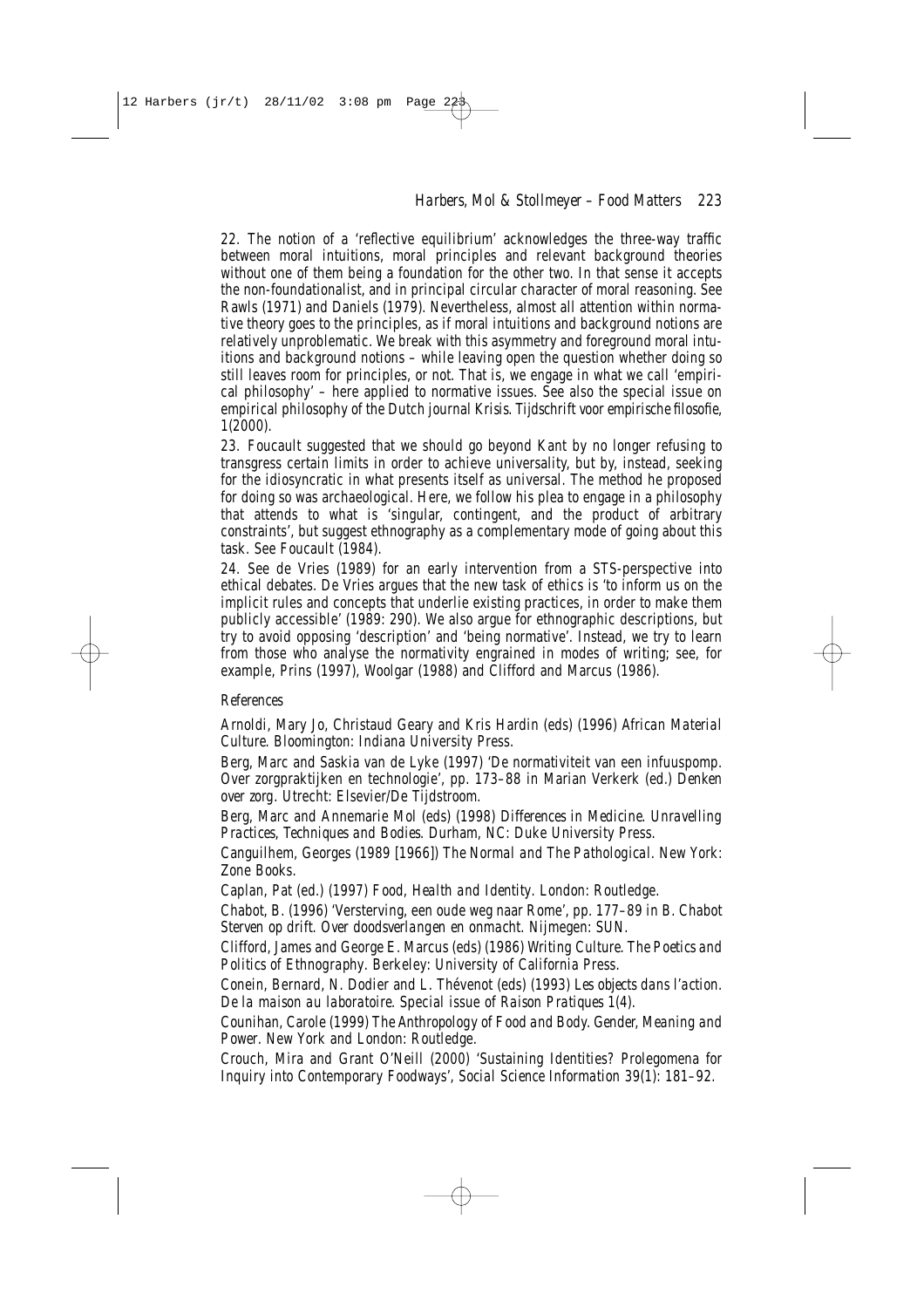22. The notion of a 'reflective equilibrium' acknowledges the three-way traffic between moral intuitions, moral principles and relevant background theories without one of them being a foundation for the other two. In that sense it accepts the non-foundationalist, and in principal circular character of moral reasoning. See Rawls (1971) and Daniels (1979). Nevertheless, almost all attention within normative theory goes to the principles, as if moral intuitions and background notions are relatively unproblematic. We break with this asymmetry and foreground moral intuitions and background notions – while leaving open the question whether doing so still leaves room for principles, or not. That is, we engage in what we call 'empirical philosophy' – here applied to normative issues. See also the special issue on empirical philosophy of the Dutch journal Krisis. *Tijdschrift voor empirische filosofie*, 1(2000).

23. Foucault suggested that we should go beyond Kant by no longer refusing to transgress certain limits in order to achieve universality, but by, instead, seeking for the idiosyncratic in what presents itself as universal. The method he proposed for doing so was archaeological. Here, we follow his plea to engage in a philosophy that attends to what is 'singular, contingent, and the product of arbitrary constraints', but suggest ethnography as a complementary mode of going about this task. See Foucault (1984).

24. See de Vries (1989) for an early intervention from a STS-perspective into ethical debates. De Vries argues that the new task of ethics is 'to inform us on the implicit rules and concepts that underlie existing practices, in order to make them publicly accessible' (1989: 290). We also argue for ethnographic descriptions, but try to avoid opposing 'description' and 'being normative'. Instead, we try to learn from those who analyse the normativity engrained in modes of writing; see, for example, Prins (1997), Woolgar (1988) and Clifford and Marcus (1986).

## References

Arnoldi, Mary Jo, Christaud Geary and Kris Hardin (eds) (1996) *African Material Culture*. Bloomington: Indiana University Press.

Berg, Marc and Saskia van de Lyke (1997) 'De normativiteit van een infuuspomp. Over zorgpraktijken en technologie', pp. 173–88 in Marian Verkerk (ed.) *Denken over zorg*. Utrecht: Elsevier/De Tijdstroom.

Berg, Marc and Annemarie Mol (eds) (1998) *Differences in Medicine. Unravelling Practices, Techniques and Bodies*. Durham, NC: Duke University Press.

Canguilhem, Georges (1989 [1966]) *The Normal and The Pathological*. New York: Zone Books.

Caplan, Pat (ed.) (1997) *Food, Health and Identity*. London: Routledge.

Chabot, B. (1996) 'Versterving, een oude weg naar Rome', pp. 177–89 in B. Chabot *Sterven op drift. Over doodsverlangen en onmacht*. Nijmegen: SUN.

Clifford, James and George E. Marcus (eds) (1986) *Writing Culture. The Poetics and Politics of Ethnography*. Berkeley: University of California Press.

Conein, Bernard, N. Dodier and L. Thévenot (eds) (1993) *Les objects dans l'action. De la maison au laboratoire*. Special issue of *Raison Pratiques* 1(4).

Counihan, Carole (1999) *The Anthropology of Food and Body. Gender, Meaning and Power*. New York and London: Routledge.

Crouch, Mira and Grant O'Neill (2000) 'Sustaining Identities? Prolegomena for Inquiry into Contemporary Foodways', *Social Science Information* 39(1): 181–92.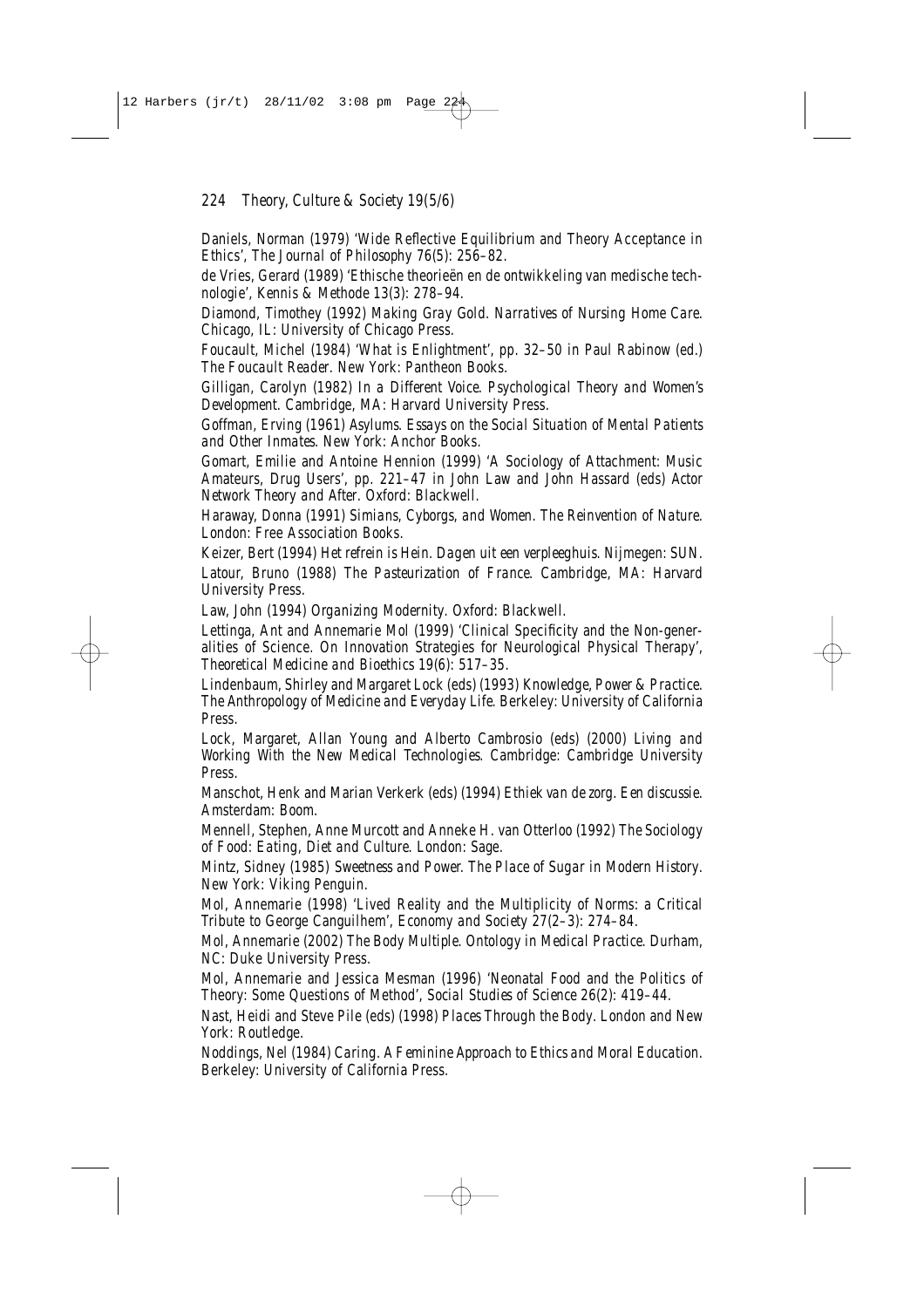Daniels, Norman (1979) 'Wide Reflective Equilibrium and Theory Acceptance in Ethics', *The Journal of Philosophy* 76(5): 256–82.

de Vries, Gerard (1989) 'Ethische theorieën en de ontwikkeling van medische technologie', *Kennis & Methode* 13(3): 278–94.

Diamond, Timothey (1992) *Making Gray Gold. Narratives of Nursing Home Care*. Chicago, IL: University of Chicago Press.

Foucault, Michel (1984) 'What is Enlightment', pp. 32–50 in Paul Rabinow (ed.) *The Foucault Reader*. New York: Pantheon Books.

Gilligan, Carolyn (1982) *In a Different Voice. Psychological Theory and Women's Development*. Cambridge, MA: Harvard University Press.

Goffman, Erving (1961) *Asylums. Essays on the Social Situation of Mental Patients and Other Inmates*. New York: Anchor Books.

Gomart, Emilie and Antoine Hennion (1999) 'A Sociology of Attachment: Music Amateurs, Drug Users', pp. 221–47 in John Law and John Hassard (eds) *Actor Network Theory and After*. Oxford: Blackwell.

Haraway, Donna (1991) *Simians, Cyborgs, and Women. The Reinvention of Nature*. London: Free Association Books.

Keizer, Bert (1994) *Het refrein is Hein. Dagen uit een verpleeghuis*. Nijmegen: SUN.

Latour, Bruno (1988) *The Pasteurization of France*. Cambridge, MA: Harvard University Press.

Law, John (1994) *Organizing Modernity*. Oxford: Blackwell.

Lettinga, Ant and Annemarie Mol (1999) 'Clinical Specificity and the Non-generalities of Science. On Innovation Strategies for Neurological Physical Therapy', *Theoretical Medicine and Bioethics* 19(6): 517–35.

Lindenbaum, Shirley and Margaret Lock (eds) (1993) *Knowledge, Power & Practice. The Anthropology of Medicine and Everyday Life*. Berkeley: University of California Press.

Lock, Margaret, Allan Young and Alberto Cambrosio (eds) (2000) *Living and Working With the New Medical Technologies*. Cambridge: Cambridge University Press.

Manschot, Henk and Marian Verkerk (eds) (1994) *Ethiek van de zorg. Een discussie*. Amsterdam: Boom.

Mennell, Stephen, Anne Murcott and Anneke H. van Otterloo (1992) *The Sociology of Food: Eating, Diet and Culture*. London: Sage.

Mintz, Sidney (1985) *Sweetness and Power. The Place of Sugar in Modern History*. New York: Viking Penguin.

Mol, Annemarie (1998) 'Lived Reality and the Multiplicity of Norms: a Critical Tribute to George Canguilhem', *Economy and Society* 27(2–3): 274–84.

Mol, Annemarie (2002) *The Body Multiple. Ontology in Medical Practice*. Durham, NC: Duke University Press.

Mol, Annemarie and Jessica Mesman (1996) 'Neonatal Food and the Politics of Theory: Some Questions of Method', *Social Studies of Science* 26(2): 419–44.

Nast, Heidi and Steve Pile (eds) (1998) *Places Through the Body*. London and New York: Routledge.

Noddings, Nel (1984) *Caring. A Feminine Approach to Ethics and Moral Education*. Berkeley: University of California Press.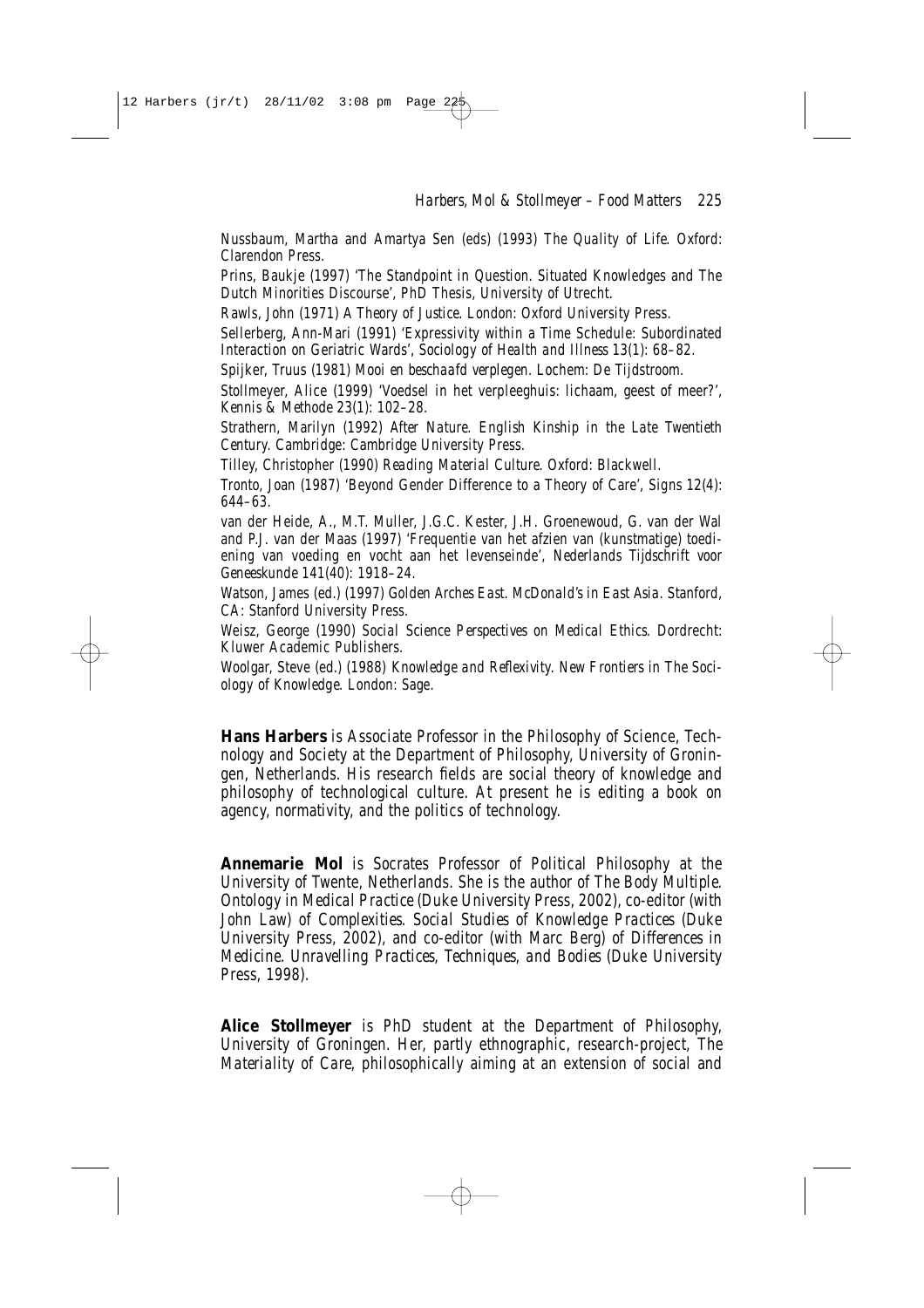Nussbaum, Martha and Amartya Sen (eds) (1993) *The Quality of Life*. Oxford: Clarendon Press.

Prins, Baukje (1997) 'The Standpoint in Question. Situated Knowledges and The Dutch Minorities Discourse', PhD Thesis, University of Utrecht.

Rawls, John (1971) *A Theory of Justice*. London: Oxford University Press.

Sellerberg, Ann-Mari (1991) 'Expressivity within a Time Schedule: Subordinated Interaction on Geriatric Wards', *Sociology of Health and Illness* 13(1): 68–82.

Spijker, Truus (1981) *Mooi en beschaafd verplegen*. Lochem: De Tijdstroom.

Stollmeyer, Alice (1999) 'Voedsel in het verpleeghuis: lichaam, geest of meer?', *Kennis & Methode* 23(1): 102–28.

Strathern, Marilyn (1992) *After Nature. English Kinship in the Late Twentieth Century*. Cambridge: Cambridge University Press.

Tilley, Christopher (1990) *Reading Material Culture*. Oxford: Blackwell.

Tronto, Joan (1987) 'Beyond Gender Difference to a Theory of Care', *Signs* 12(4): 644–63.

van der Heide, A., M.T. Muller, J.G.C. Kester, J.H. Groenewoud, G. van der Wal and P.J. van der Maas (1997) 'Frequentie van het afzien van (kunstmatige) toediening van voeding en vocht aan het levenseinde', *Nederlands Tijdschrift voor Geneeskunde* 141(40): 1918–24.

Watson, James (ed.) (1997) *Golden Arches East. McDonald's in East Asia*. Stanford, CA: Stanford University Press.

Weisz, George (1990) *Social Science Perspectives on Medical Ethics*. Dordrecht: Kluwer Academic Publishers.

Woolgar, Steve (ed.) (1988) *Knowledge and Reflexivity. New Frontiers in The Sociology of Knowledge*. London: Sage.

**Hans Harbers** is Associate Professor in the Philosophy of Science, Technology and Society at the Department of Philosophy, University of Groningen, Netherlands. His research fields are social theory of knowledge and philosophy of technological culture. At present he is editing a book on agency, normativity, and the politics of technology.

**Annemarie Mol** is Socrates Professor of Political Philosophy at the University of Twente, Netherlands. She is the author of *The Body Multiple. Ontology in Medical Practice* (Duke University Press, 2002), co-editor (with John Law) of *Complexities. Social Studies of Knowledge Practices* (Duke University Press, 2002), and co-editor (with Marc Berg) of *Differences in Medicine. Unravelling Practices, Techniques, and Bodies* (Duke University Press, 1998).

**Alice Stollmeyer** is PhD student at the Department of Philosophy, University of Groningen. Her, partly ethnographic, research-project, *The Materiality of Care*, philosophically aiming at an extension of social and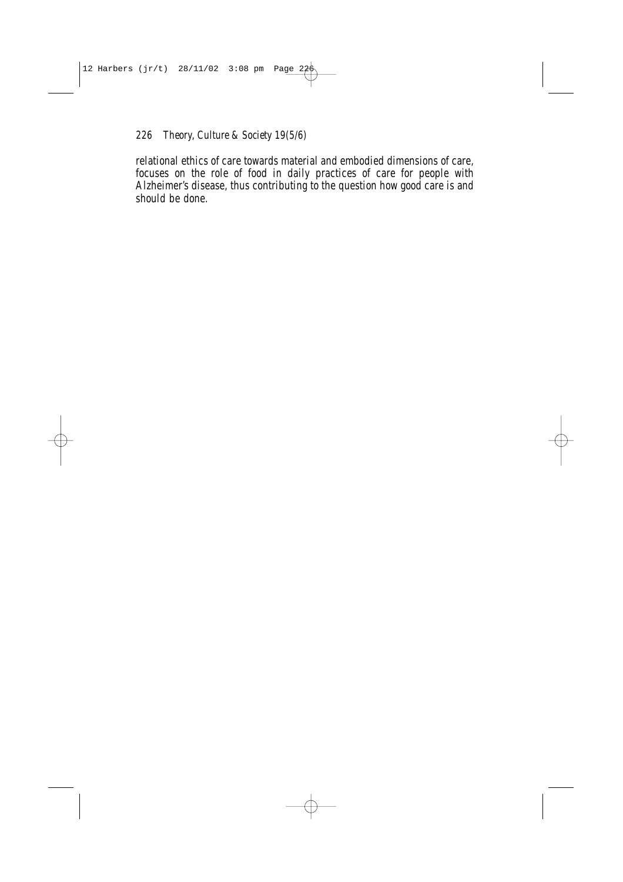relational ethics of care towards material and embodied dimensions of care, focuses on the role of food in daily practices of care for people with Alzheimer's disease, thus contributing to the question how good care is and should be done.